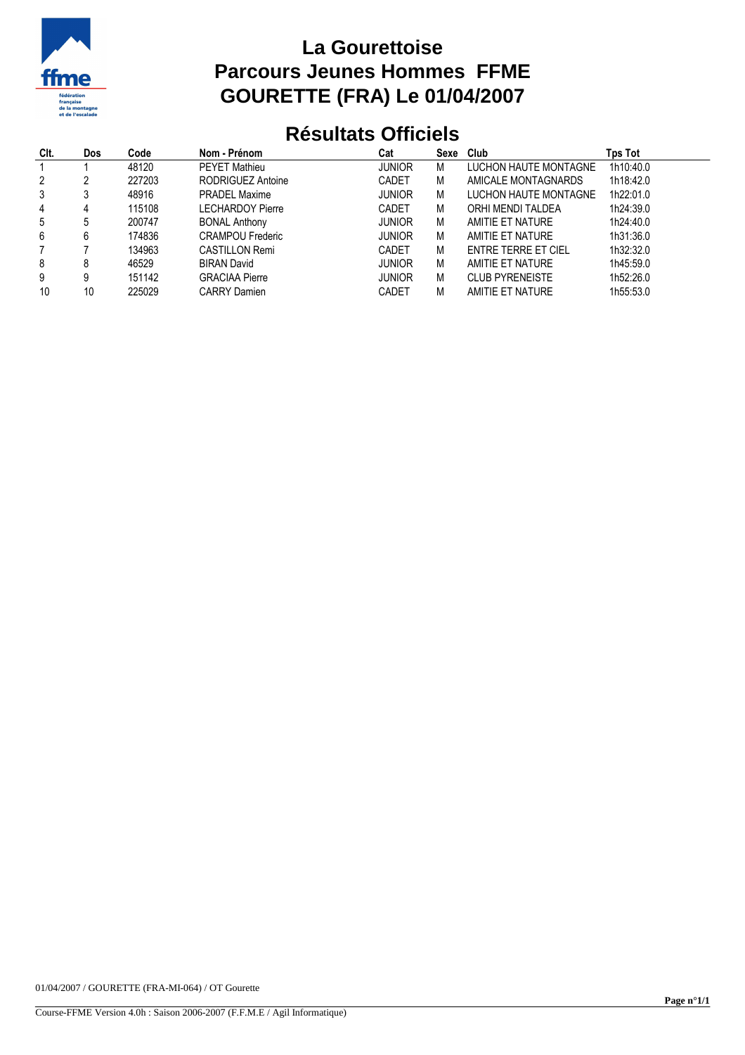# La Gourettoise
# Parcours Jeunes Hommes FFME
# GOURETTE (FRA) Le 01/04/2007

## Résultats Officiels

| Clt. | Dos | Code | Nom - Prénom | Cat | Sexe | Club | Tps Tot |
|---|---|---|---|---|---|---|---|
| 1 | 1 | 48120 | PEYET Mathieu | JUNIOR | M | LUCHON HAUTE MONTAGNE | 1h10:40.0 |
| 2 | 2 | 227203 | RODRIGUEZ Antoine | CADET | M | AMICALE MONTAGNARDS | 1h18:42.0 |
| 3 | 3 | 48916 | PRADEL Maxime | JUNIOR | M | LUCHON HAUTE MONTAGNE | 1h22:01.0 |
| 4 | 4 | 115108 | LECHARDOY Pierre | CADET | M | ORHI MENDI TALDEA | 1h24:39.0 |
| 5 | 5 | 200747 | BONAL Anthony | JUNIOR | M | AMITIE ET NATURE | 1h24:40.0 |
| 6 | 6 | 174836 | CRAMPOU Frederic | JUNIOR | M | AMITIE ET NATURE | 1h31:36.0 |
| 7 | 7 | 134963 | CASTILLON Remi | CADET | M | ENTRE TERRE ET CIEL | 1h32:32.0 |
| 8 | 8 | 46529 | BIRAN David | JUNIOR | M | AMITIE ET NATURE | 1h45:59.0 |
| 9 | 9 | 151142 | GRACIAA Pierre | JUNIOR | M | CLUB PYRENEISTE | 1h52:26.0 |
| 10 | 10 | 225029 | CARRY Damien | CADET | M | AMITIE ET NATURE | 1h55:53.0 |

01/04/2007 / GOURETTE (FRA-MI-064) / OT Gourette

Course-FFME Version 4.0h : Saison 2006-2007 (F.F.M.E / Agil Informatique)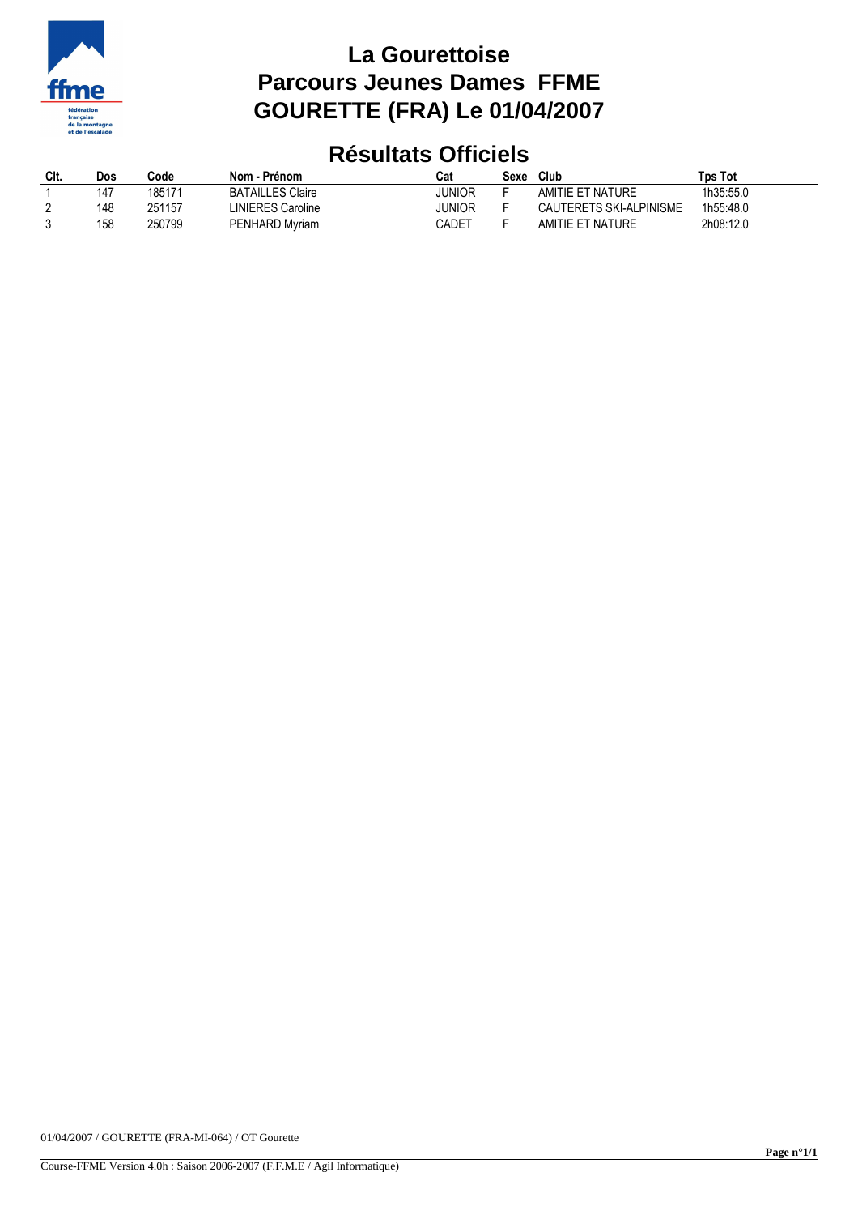# La Gourettoise
# Parcours Jeunes Dames FFME
# GOURETTE (FRA) Le 01/04/2007

## Résultats Officiels

| Clt. | Dos | Code | Nom - Prénom | Cat | Sexe | Club | Tps Tot |
|---|---|---|---|---|---|---|---|
| 1 | 147 | 185171 | BATAILLES Claire | JUNIOR | F | AMITIE ET NATURE | 1h35:55.0 |
| 2 | 148 | 251157 | LINIERES Caroline | JUNIOR | F | CAUTERETS SKI-ALPINISME | 1h55:48.0 |
| 3 | 158 | 250799 | PENHARD Myriam | CADET | F | AMITIE ET NATURE | 2h08:12.0 |

01/04/2007 / GOURETTE (FRA-MI-064) / OT Gourette

Course-FFME Version 4.0h : Saison 2006-2007 (F.F.M.E / Agil Informatique)